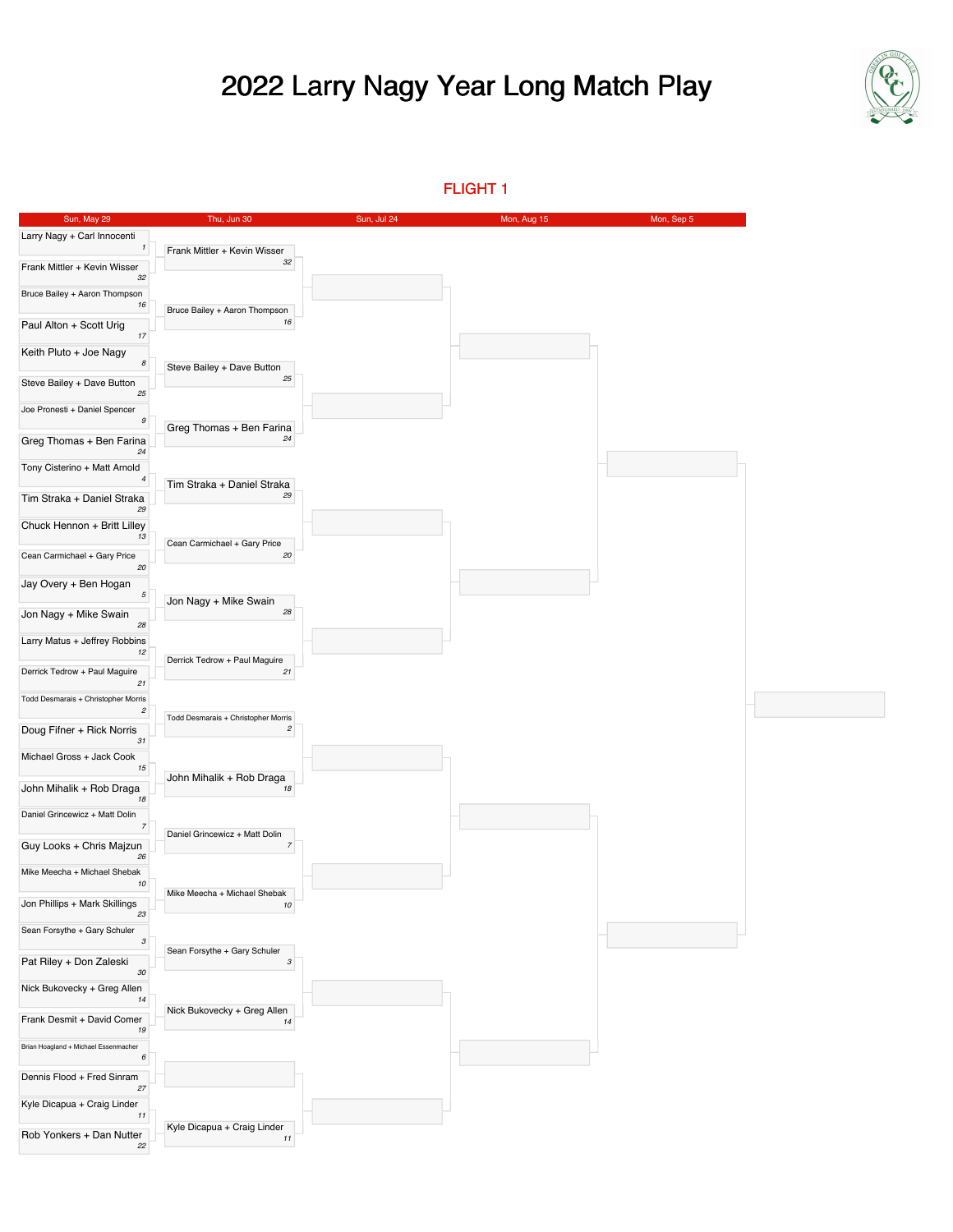# 2022 Larry Nagy Year Long Match Play

## FLIGHT 1

| Sun, May 29 | Thu, Jun 30 | Sun, Jul 24 | Mon, Aug 15 | Mon, Sep 5 |
|---|---|---|---|---|
| Larry Nagy + Carl Innocenti 1 | Frank Mittler + Kevin Wisser 32 | | | |
| Frank Mittler + Kevin Wisser 32 | | | | |
| Bruce Bailey + Aaron Thompson 16 | Bruce Bailey + Aaron Thompson 16 | | | |
| Paul Alton + Scott Urig 17 | | | | |
| Keith Pluto + Joe Nagy 8 | Steve Bailey + Dave Button 25 | | | |
| Steve Bailey + Dave Button 25 | | | | |
| Joe Pronesti + Daniel Spencer 9 | Greg Thomas + Ben Farina 24 | | | |
| Greg Thomas + Ben Farina 24 | | | | |
| Tony Cisterino + Matt Arnold 4 | Tim Straka + Daniel Straka 29 | | | |
| Tim Straka + Daniel Straka 29 | | | | |
| Chuck Hennon + Britt Lilley 13 | Cean Carmichael + Gary Price 20 | | | |
| Cean Carmichael + Gary Price 20 | | | | |
| Jay Overy + Ben Hogan 5 | Jon Nagy + Mike Swain 28 | | | |
| Jon Nagy + Mike Swain 28 | | | | |
| Larry Matus + Jeffrey Robbins 12 | Derrick Tedrow + Paul Maguire 21 | | | |
| Derrick Tedrow + Paul Maguire 21 | | | | |
| Todd Desmarais + Christopher Morris 2 | Todd Desmarais + Christopher Morris 2 | | | |
| Doug Fifner + Rick Norris 31 | | | | |
| Michael Gross + Jack Cook 15 | John Mihalik + Rob Draga 18 | | | |
| John Mihalik + Rob Draga 18 | | | | |
| Daniel Grincewicz + Matt Dolin 7 | Daniel Grincewicz + Matt Dolin 7 | | | |
| Guy Looks + Chris Majzun 26 | | | | |
| Mike Meecha + Michael Shebak 10 | Mike Meecha + Michael Shebak 10 | | | |
| Jon Phillips + Mark Skillings 23 | | | | |
| Sean Forsythe + Gary Schuler 3 | Sean Forsythe + Gary Schuler 3 | | | |
| Pat Riley + Don Zaleski 30 | | | | |
| Nick Bukovecky + Greg Allen 14 | Nick Bukovecky + Greg Allen 14 | | | |
| Frank Desmit + David Comer 19 | | | | |
| Brian Hoagland + Michael Essenmacher 6 | | | | |
| Dennis Flood + Fred Sinram 27 | | | | |
| Kyle Dicapua + Craig Linder 11 | Kyle Dicapua + Craig Linder 11 | | | |
| Rob Yonkers + Dan Nutter 22 | | | | |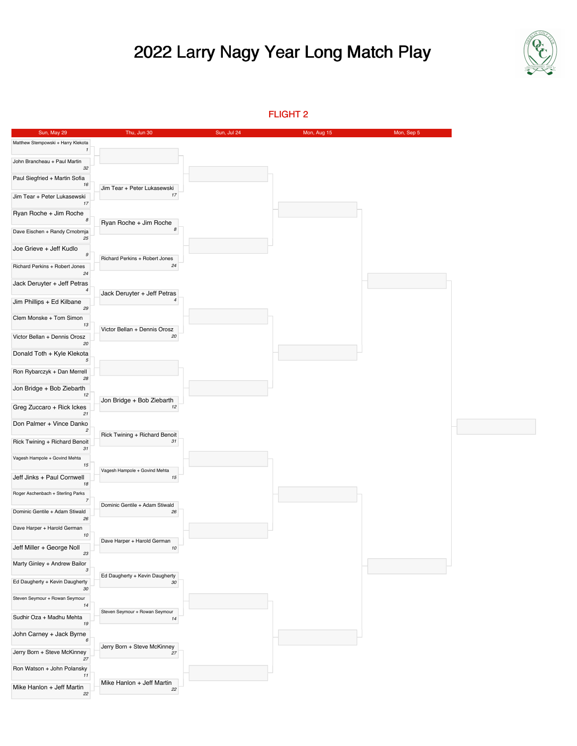# 2022 Larry Nagy Year Long Match Play

## FLIGHT 2

**Sun, May 29**

- Matthew Stempowski + Harry Klekota — 1
- John Brancheau + Paul Martin — 32
- Paul Siegfried + Martin Sofia — 16
- Jim Tear + Peter Lukasewski — 17
- Ryan Roche + Jim Roche — 8
- Dave Eischen + Randy Crnobrnja — 25
- Joe Grieve + Jeff Kudlo — 9
- Richard Perkins + Robert Jones — 24
- Jack Deruyter + Jeff Petras — 4
- Jim Phillips + Ed Kilbane — 29
- Clem Monske + Tom Simon — 13
- Victor Bellan + Dennis Orosz — 20
- Donald Toth + Kyle Klekota — 5
- Ron Rybarczyk + Dan Merrell — 28
- Jon Bridge + Bob Ziebarth — 12
- Greg Zuccaro + Rick Ickes — 21
- Don Palmer + Vince Danko — 2
- Rick Twining + Richard Benoit — 31
- Vagesh Hampole + Govind Mehta — 15
- Jeff Jinks + Paul Cornwell — 18
- Roger Aschenbach + Sterling Parks — 7
- Dominic Gentile + Adam Stiwald — 26
- Dave Harper + Harold German — 10
- Jeff Miller + George Noll — 23
- Marty Ginley + Andrew Bailor — 3
- Ed Daugherty + Kevin Daugherty — 30
- Steven Seymour + Rowan Seymour — 14
- Sudhir Oza + Madhu Mehta — 19
- John Carney + Jack Byrne — 6
- Jerry Born + Steve McKinney — 27
- Ron Watson + John Polansky — 11
- Mike Hanlon + Jeff Martin — 22

**Thu, Jun 30**

- (empty)
- Jim Tear + Peter Lukasewski — 17
- Ryan Roche + Jim Roche — 8
- Richard Perkins + Robert Jones — 24
- Jack Deruyter + Jeff Petras — 4
- Victor Bellan + Dennis Orosz — 20
- (empty)
- Jon Bridge + Bob Ziebarth — 12
- Rick Twining + Richard Benoit — 31
- Vagesh Hampole + Govind Mehta — 15
- Dominic Gentile + Adam Stiwald — 26
- Dave Harper + Harold German — 10
- Ed Daugherty + Kevin Daugherty — 30
- Steven Seymour + Rowan Seymour — 14
- Jerry Born + Steve McKinney — 27
- Mike Hanlon + Jeff Martin — 22

**Sun, Jul 24**

**Mon, Aug 15**

**Mon, Sep 5**